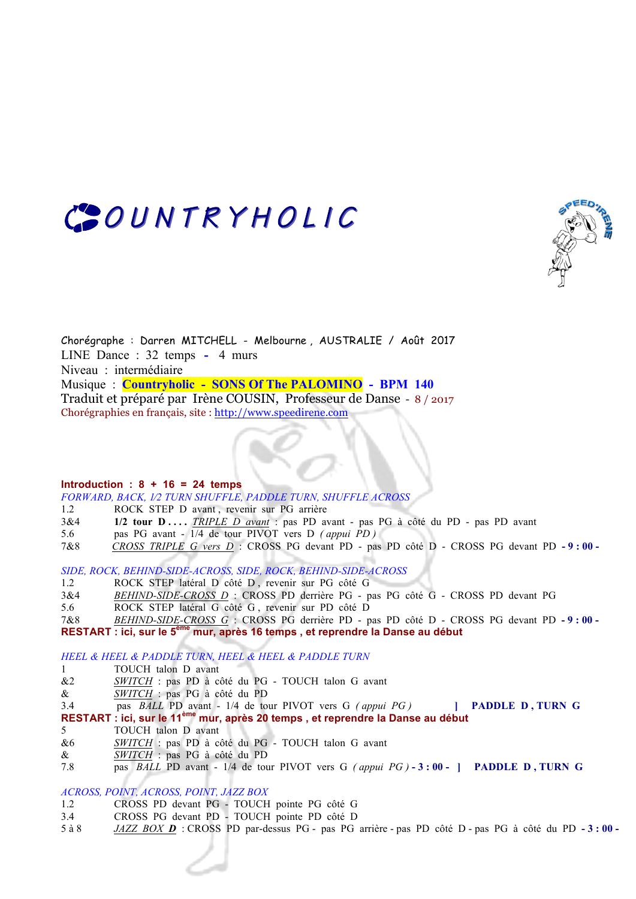# COUNTRYHOLIC

Chorégraphe : Darren MITCHELL - Melbourne , AUSTRALIE / Août 2017
LINE Dance : 32 temps - 4 murs
Niveau : intermédiaire
Musique : **Countryholic - SONS Of The PALOMINO** - **BPM 140**
Traduit et préparé par Irène COUSIN, Professeur de Danse - 8 / 2017
Chorégraphies en français, site : http://www.speedirene.com

**Introduction : 8 + 16 = 24 temps**

*FORWARD, BACK, 1/2 TURN SHUFFLE, PADDLE TURN, SHUFFLE ACROSS*

| | |
|---|---|
| 1.2 | ROCK STEP D avant , revenir sur PG arrière |
| 3&4 | **1/2 tour D . . . .** *TRIPLE D avant* : pas PD avant - pas PG à côté du PD - pas PD avant |
| 5.6 | pas PG avant - 1/4 de tour PIVOT vers D *( appui PD )* |
| 7&8 | *CROSS TRIPLE G vers D* : CROSS PG devant PD - pas PD côté D - CROSS PG devant PD **- 9 : 00 -** |

*SIDE, ROCK, BEHIND-SIDE-ACROSS, SIDE, ROCK, BEHIND-SIDE-ACROSS*

| | |
|---|---|
| 1.2 | ROCK STEP latéral D côté D , revenir sur PG côté G |
| 3&4 | *BEHIND-SIDE-CROSS D* : CROSS PD derrière PG - pas PG côté G - CROSS PD devant PG |
| 5.6 | ROCK STEP latéral G côté G , revenir sur PD côté D |
| 7&8 | *BEHIND-SIDE-CROSS G* : CROSS PG derrière PD - pas PD côté D - CROSS PG devant PD **- 9 : 00 -** |

**RESTART : ici, sur le 5ème mur, après 16 temps , et reprendre la Danse au début**

*HEEL & HEEL & PADDLE TURN, HEEL & HEEL & PADDLE TURN*

| | |
|---|---|
| 1 | TOUCH talon D avant |
| &2 | *SWITCH* : pas PD à côté du PG - TOUCH talon G avant |
| & | *SWITCH* : pas PG à côté du PD |
| 3.4 | pas *BALL* PD avant - 1/4 de tour PIVOT vers G *( appui PG )* **] PADDLE D , TURN G** |

**RESTART : ici, sur le 11ème mur, après 20 temps , et reprendre la Danse au début**

| | |
|---|---|
| 5 | TOUCH talon D avant |
| &6 | *SWITCH* : pas PD à côté du PG - TOUCH talon G avant |
| & | *SWITCH* : pas PG à côté du PD |
| 7.8 | pas *BALL* PD avant - 1/4 de tour PIVOT vers G *( appui PG )* **- 3 : 00 - ] PADDLE D , TURN G** |

*ACROSS, POINT, ACROSS, POINT, JAZZ BOX*

| | |
|---|---|
| 1.2 | CROSS PD devant PG - TOUCH pointe PG côté G |
| 3.4 | CROSS PG devant PD - TOUCH pointe PD côté D |
| 5 à 8 | ***JAZZ BOX D*** : CROSS PD par-dessus PG - pas PG arrière - pas PD côté D - pas PG à côté du PD **- 3 : 00 -** |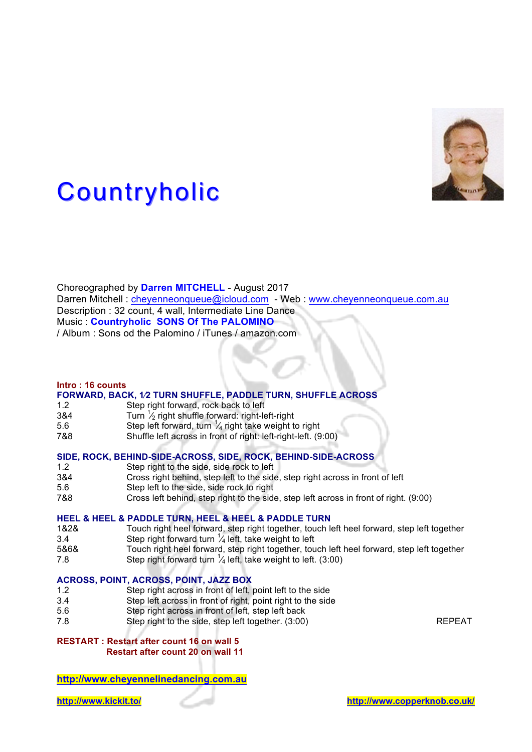# Countryholic

Choreographed by **Darren MITCHELL** - August 2017
Darren Mitchell : cheyenneonqueue@icloud.com - Web : www.cheyenneonqueue.com.au
Description : 32 count, 4 wall, Intermediate Line Dance
Music : **Countryholic SONS Of The PALOMINO**
/ Album : Sons od the Palomino / iTunes / amazon.com

**Intro : 16 counts**

### FORWARD, BACK, 1/2 TURN SHUFFLE, PADDLE TURN, SHUFFLE ACROSS

| | |
|---|---|
| 1.2 | Step right forward, rock back to left |
| 3&4 | Turn ½ right shuffle forward: right-left-right |
| 5.6 | Step left forward, turn ¼ right take weight to right |
| 7&8 | Shuffle left across in front of right: left-right-left. (9:00) |

### SIDE, ROCK, BEHIND-SIDE-ACROSS, SIDE, ROCK, BEHIND-SIDE-ACROSS

| | |
|---|---|
| 1.2 | Step right to the side, side rock to left |
| 3&4 | Cross right behind, step left to the side, step right across in front of left |
| 5.6 | Step left to the side, side rock to right |
| 7&8 | Cross left behind, step right to the side, step left across in front of right. (9:00) |

### HEEL & HEEL & PADDLE TURN, HEEL & HEEL & PADDLE TURN

| | |
|---|---|
| 1&2& | Touch right heel forward, step right together, touch left heel forward, step left together |
| 3.4 | Step right forward turn ¼ left, take weight to left |
| 5&6& | Touch right heel forward, step right together, touch left heel forward, step left together |
| 7.8 | Step right forward turn ¼ left, take weight to left. (3:00) |

### ACROSS, POINT, ACROSS, POINT, JAZZ BOX

| | |
|---|---|
| 1.2 | Step right across in front of left, point left to the side |
| 3.4 | Step left across in front of right, point right to the side |
| 5.6 | Step right across in front of left, step left back |
| 7.8 | Step right to the side, step left together. (3:00) |

REPEAT

**RESTART : Restart after count 16 on wall 5**
**Restart after count 20 on wall 11**

**http://www.cheyennelinedancing.com.au**

**http://www.kickit.to/**

**http://www.copperknob.co.uk/**